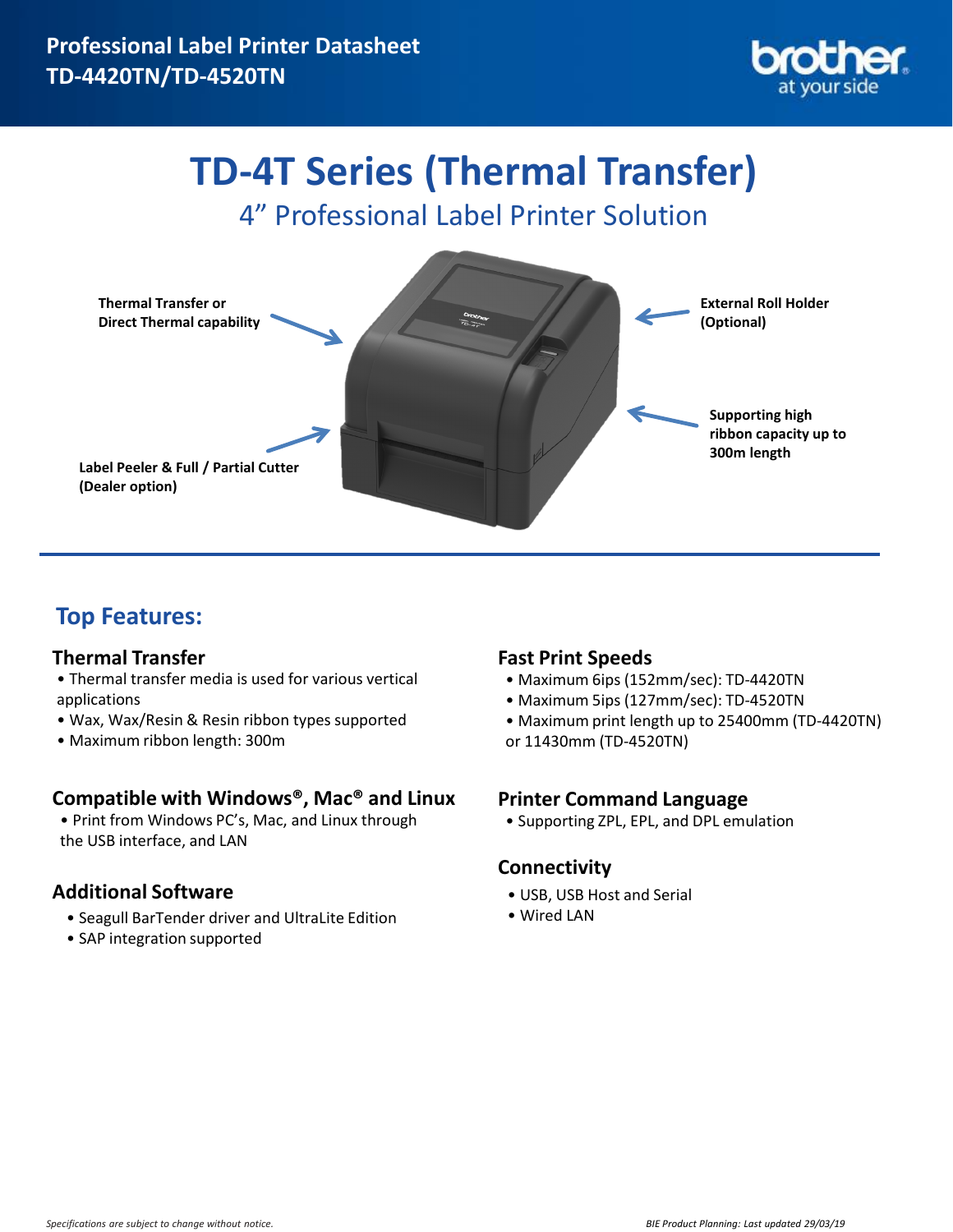**Professional Label Printer Datasheet**
**TD-4420TN/TD-4520TN**

# TD-4T Series (Thermal Transfer)

## 4” Professional Label Printer Solution

**Thermal Transfer or Direct Thermal capability**

**External Roll Holder (Optional)**

**Supporting high ribbon capacity up to 300m length**

**Label Peeler & Full / Partial Cutter (Dealer option)**

## Top Features:

### Thermal Transfer

- Thermal transfer media is used for various vertical applications
- Wax, Wax/Resin & Resin ribbon types supported
- Maximum ribbon length: 300m

### Compatible with Windows®, Mac® and Linux

- Print from Windows PC’s, Mac, and Linux through the USB interface, and LAN

### Additional Software

- Seagull BarTender driver and UltraLite Edition
- SAP integration supported

### Fast Print Speeds

- Maximum 6ips (152mm/sec): TD-4420TN
- Maximum 5ips (127mm/sec): TD-4520TN
- Maximum print length up to 25400mm (TD-4420TN) or 11430mm (TD-4520TN)

### Printer Command Language

- Supporting ZPL, EPL, and DPL emulation

### Connectivity

- USB, USB Host and Serial
- Wired LAN

*Specifications are subject to change without notice.*

*BIE Product Planning: Last updated 29/03/19*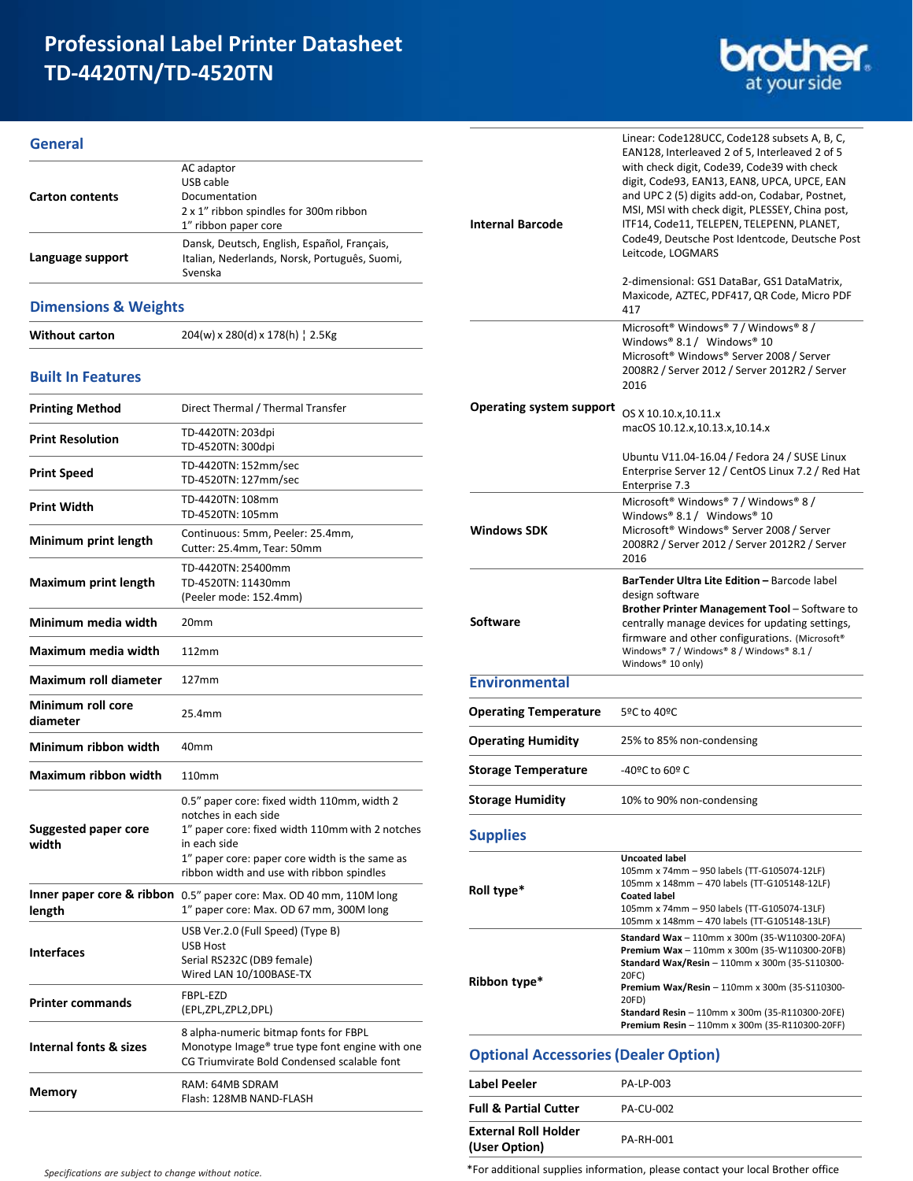# Professional Label Printer Datasheet TD-4420TN/TD-4520TN

## General

| | |
|---|---|
| **Carton contents** | AC adaptor<br>USB cable<br>Documentation<br>2 x 1” ribbon spindles for 300m ribbon<br>1” ribbon paper core |
| **Language support** | Dansk, Deutsch, English, Español, Français, Italian, Nederlands, Norsk, Português, Suomi, Svenska |

## Dimensions & Weights

| | |
|---|---|
| **Without carton** | 204(w) x 280(d) x 178(h) ¦ 2.5Kg |

## Built In Features

| | |
|---|---|
| **Printing Method** | Direct Thermal / Thermal Transfer |
| **Print Resolution** | TD-4420TN: 203dpi<br>TD-4520TN: 300dpi |
| **Print Speed** | TD-4420TN: 152mm/sec<br>TD-4520TN: 127mm/sec |
| **Print Width** | TD-4420TN: 108mm<br>TD-4520TN: 105mm |
| **Minimum print length** | Continuous: 5mm, Peeler: 25.4mm, Cutter: 25.4mm, Tear: 50mm |
| **Maximum print length** | TD-4420TN: 25400mm<br>TD-4520TN: 11430mm<br>(Peeler mode: 152.4mm) |
| **Minimum media width** | 20mm |
| **Maximum media width** | 112mm |
| **Maximum roll diameter** | 127mm |
| **Minimum roll core diameter** | 25.4mm |
| **Minimum ribbon width** | 40mm |
| **Maximum ribbon width** | 110mm |
| **Suggested paper core width** | 0.5” paper core: fixed width 110mm, width 2 notches in each side<br>1” paper core: fixed width 110mm with 2 notches in each side<br>1” paper core: paper core width is the same as ribbon width and use with ribbon spindles |
| **Inner paper core & ribbon length** | 0.5” paper core: Max. OD 40 mm, 110M long<br>1” paper core: Max. OD 67 mm, 300M long |
| **Interfaces** | USB Ver.2.0 (Full Speed) (Type B)<br>USB Host<br>Serial RS232C (DB9 female)<br>Wired LAN 10/100BASE-TX |
| **Printer commands** | FBPL-EZD<br>(EPL,ZPL,ZPL2,DPL) |
| **Internal fonts & sizes** | 8 alpha-numeric bitmap fonts for FBPL<br>Monotype Image® true type font engine with one CG Triumvirate Bold Condensed scalable font |
| **Memory** | RAM: 64MB SDRAM<br>Flash: 128MB NAND-FLASH |
| **Internal Barcode** | Linear: Code128UCC, Code128 subsets A, B, C, EAN128, Interleaved 2 of 5, Interleaved 2 of 5 with check digit, Code39, Code39 with check digit, Code93, EAN13, EAN8, UPCA, UPCE, EAN and UPC 2 (5) digits add-on, Codabar, Postnet, MSI, MSI with check digit, PLESSEY, China post, ITF14, Code11, TELEPEN, TELEPENN, PLANET, Code49, Deutsche Post Identcode, Deutsche Post Leitcode, LOGMARS<br><br>2-dimensional: GS1 DataBar, GS1 DataMatrix, Maxicode, AZTEC, PDF417, QR Code, Micro PDF 417 |
| **Operating system support** | Microsoft® Windows® 7 / Windows® 8 / Windows® 8.1 / Windows® 10<br>Microsoft® Windows® Server 2008 / Server 2008R2 / Server 2012 / Server 2012R2 / Server 2016<br><br>OS X 10.10.x,10.11.x<br>macOS 10.12.x,10.13.x,10.14.x<br><br>Ubuntu V11.04-16.04 / Fedora 24 / SUSE Linux Enterprise Server 12 / CentOS Linux 7.2 / Red Hat Enterprise 7.3 |
| **Windows SDK** | Microsoft® Windows® 7 / Windows® 8 / Windows® 8.1 / Windows® 10<br>Microsoft® Windows® Server 2008 / Server 2008R2 / Server 2012 / Server 2012R2 / Server 2016 |
| **Software** | **BarTender Ultra Lite Edition –** Barcode label design software<br>**Brother Printer Management Tool** – Software to centrally manage devices for updating settings, firmware and other configurations. (Microsoft® Windows® 7 / Windows® 8 / Windows® 8.1 / Windows® 10 only) |

## Environmental

| | |
|---|---|
| **Operating Temperature** | 5ºC to 40ºC |
| **Operating Humidity** | 25% to 85% non-condensing |
| **Storage Temperature** | -40ºC to 60º C |
| **Storage Humidity** | 10% to 90% non-condensing |

## Supplies

| | |
|---|---|
| **Roll type*** | **Uncoated label**<br>105mm x 74mm – 950 labels (TT-G105074-12LF)<br>105mm x 148mm – 470 labels (TT-G105148-12LF)<br>**Coated label**<br>105mm x 74mm – 950 labels (TT-G105074-13LF)<br>105mm x 148mm – 470 labels (TT-G105148-13LF) |
| **Ribbon type*** | **Standard Wax** – 110mm x 300m (35-W110300-20FA)<br>**Premium Wax** – 110mm x 300m (35-W110300-20FB)<br>**Standard Wax/Resin** – 110mm x 300m (35-S110300-20FC)<br>**Premium Wax/Resin** – 110mm x 300m (35-S110300-20FD)<br>**Standard Resin** – 110mm x 300m (35-R110300-20FE)<br>**Premium Resin** – 110mm x 300m (35-R110300-20FF) |

## Optional Accessories (Dealer Option)

| | |
|---|---|
| **Label Peeler** | PA-LP-003 |
| **Full & Partial Cutter** | PA-CU-002 |
| **External Roll Holder (User Option)** | PA-RH-001 |

*For additional supplies information, please contact your local Brother office

*Specifications are subject to change without notice.*